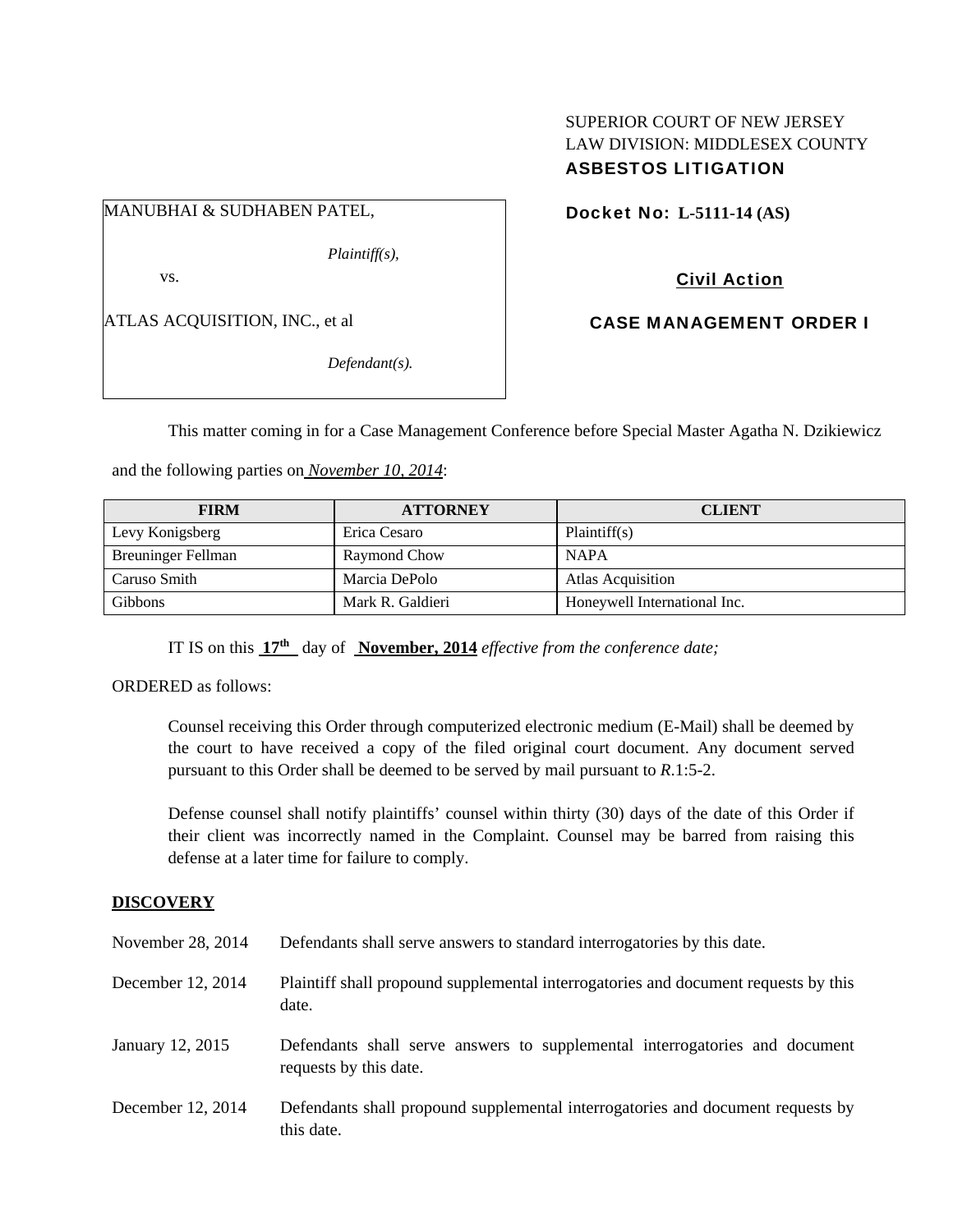SUPERIOR COURT OF NEW JERSEY
LAW DIVISION: MIDDLESEX COUNTY
**ASBESTOS LITIGATION**

MANUBHAI & SUDHABEN PATEL,

*Plaintiff(s),*

vs.

ATLAS ACQUISITION, INC., et al

*Defendant(s).*

**Docket No: L-5111-14 (AS)**

**Civil Action**

**CASE MANAGEMENT ORDER I**

This matter coming in for a Case Management Conference before Special Master Agatha N. Dzikiewicz and the following parties on *November 10, 2014*:

| FIRM | ATTORNEY | CLIENT |
|---|---|---|
| Levy Konigsberg | Erica Cesaro | Plaintiff(s) |
| Breuninger Fellman | Raymond Chow | NAPA |
| Caruso Smith | Marcia DePolo | Atlas Acquisition |
| Gibbons | Mark R. Galdieri | Honeywell International Inc. |

IT IS on this **17th** day of **November, 2014** *effective from the conference date;*

ORDERED as follows:

Counsel receiving this Order through computerized electronic medium (E-Mail) shall be deemed by the court to have received a copy of the filed original court document. Any document served pursuant to this Order shall be deemed to be served by mail pursuant to *R*.1:5-2.

Defense counsel shall notify plaintiffs' counsel within thirty (30) days of the date of this Order if their client was incorrectly named in the Complaint. Counsel may be barred from raising this defense at a later time for failure to comply.

**DISCOVERY**

November 28, 2014 — Defendants shall serve answers to standard interrogatories by this date.

December 12, 2014 — Plaintiff shall propound supplemental interrogatories and document requests by this date.

January 12, 2015 — Defendants shall serve answers to supplemental interrogatories and document requests by this date.

December 12, 2014 — Defendants shall propound supplemental interrogatories and document requests by this date.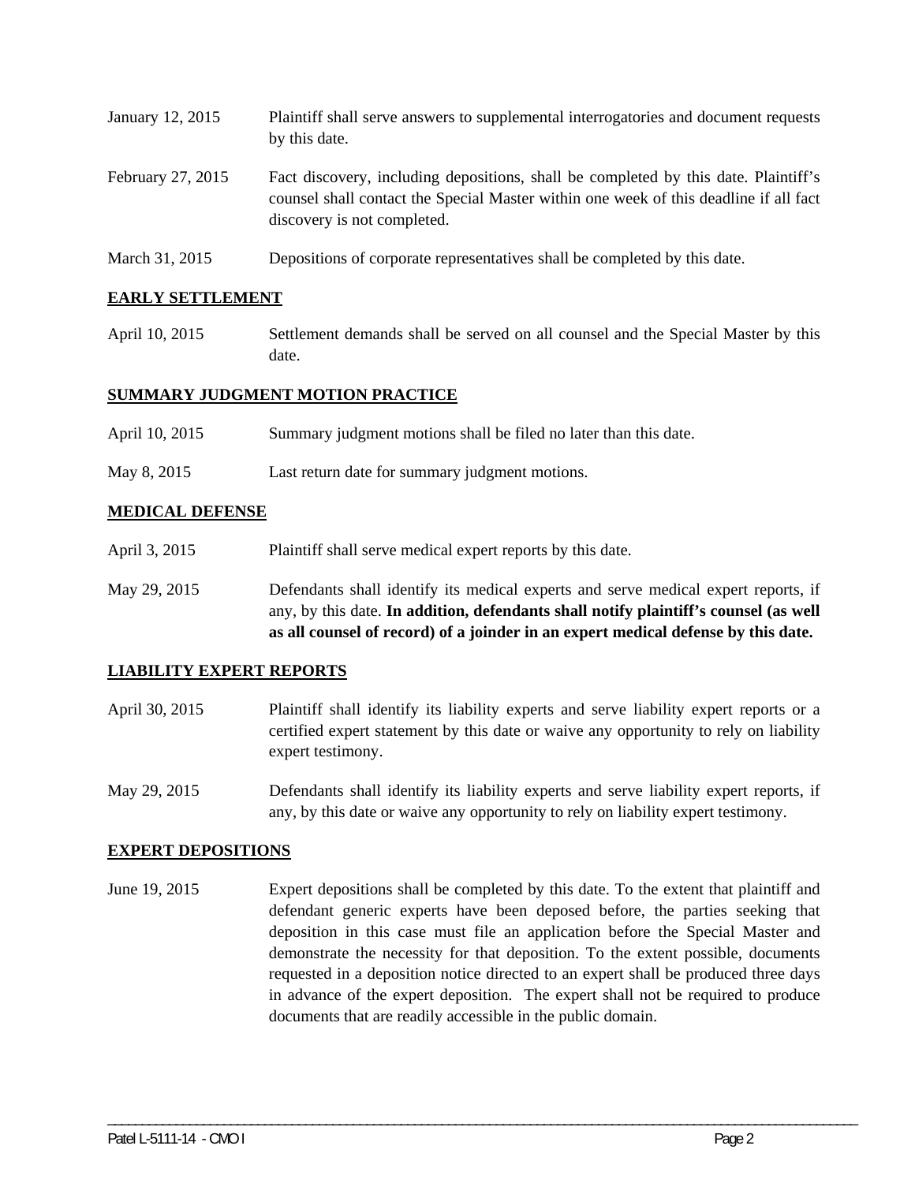January 12, 2015 Plaintiff shall serve answers to supplemental interrogatories and document requests by this date.

February 27, 2015 Fact discovery, including depositions, shall be completed by this date. Plaintiff's counsel shall contact the Special Master within one week of this deadline if all fact discovery is not completed.

March 31, 2015 Depositions of corporate representatives shall be completed by this date.

## EARLY SETTLEMENT

April 10, 2015 Settlement demands shall be served on all counsel and the Special Master by this date.

## SUMMARY JUDGMENT MOTION PRACTICE

April 10, 2015 Summary judgment motions shall be filed no later than this date.

May 8, 2015 Last return date for summary judgment motions.

## MEDICAL DEFENSE

April 3, 2015 Plaintiff shall serve medical expert reports by this date.

May 29, 2015 Defendants shall identify its medical experts and serve medical expert reports, if any, by this date. **In addition, defendants shall notify plaintiff's counsel (as well as all counsel of record) of a joinder in an expert medical defense by this date.**

## LIABILITY EXPERT REPORTS

April 30, 2015 Plaintiff shall identify its liability experts and serve liability expert reports or a certified expert statement by this date or waive any opportunity to rely on liability expert testimony.

May 29, 2015 Defendants shall identify its liability experts and serve liability expert reports, if any, by this date or waive any opportunity to rely on liability expert testimony.

## EXPERT DEPOSITIONS

June 19, 2015 Expert depositions shall be completed by this date. To the extent that plaintiff and defendant generic experts have been deposed before, the parties seeking that deposition in this case must file an application before the Special Master and demonstrate the necessity for that deposition. To the extent possible, documents requested in a deposition notice directed to an expert shall be produced three days in advance of the expert deposition. The expert shall not be required to produce documents that are readily accessible in the public domain.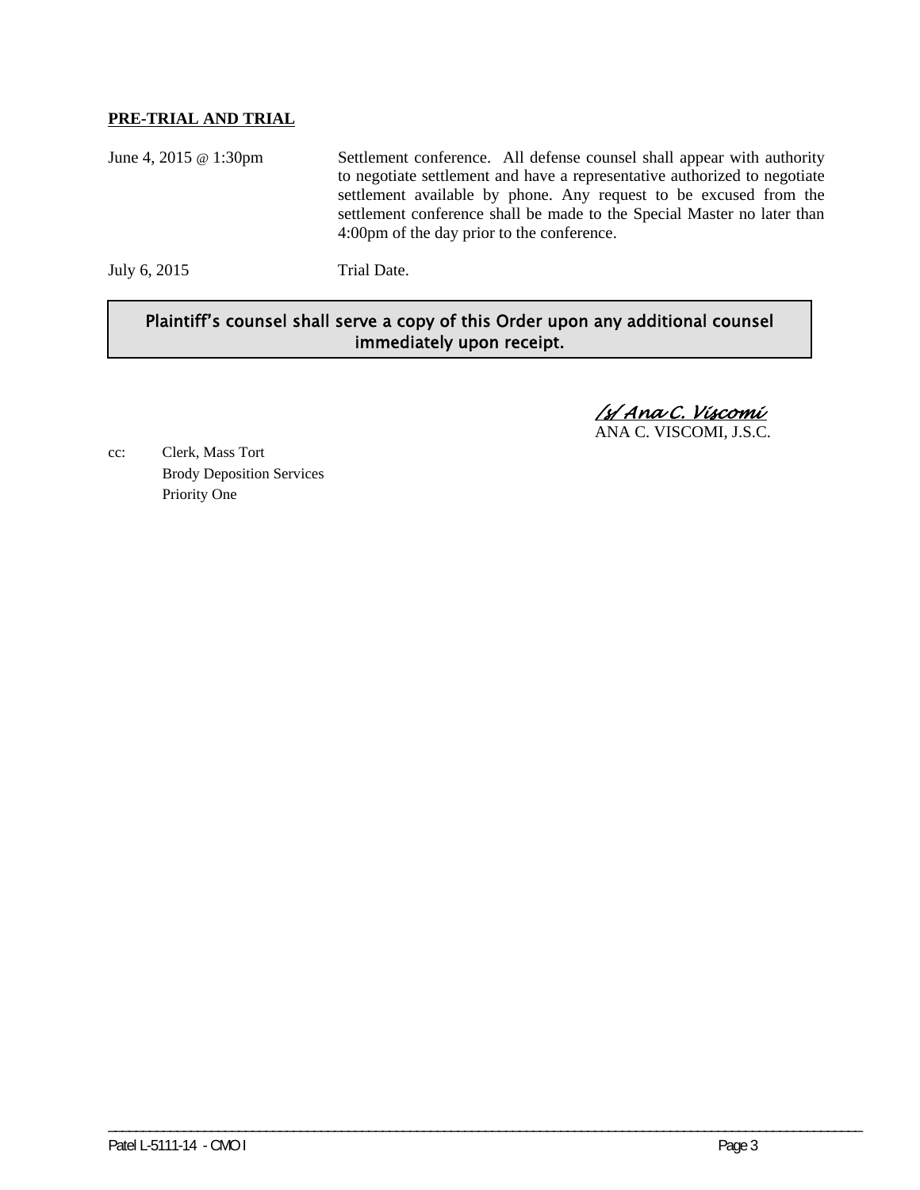**PRE-TRIAL AND TRIAL**

| | |
|---|---|
| June 4, 2015 @ 1:30pm | Settlement conference. All defense counsel shall appear with authority to negotiate settlement and have a representative authorized to negotiate settlement available by phone. Any request to be excused from the settlement conference shall be made to the Special Master no later than 4:00pm of the day prior to the conference. |
| July 6, 2015 | Trial Date. |

**Plaintiff's counsel shall serve a copy of this Order upon any additional counsel immediately upon receipt.**

*/s/ Ana C. Viscomi*
ANA C. VISCOMI, J.S.C.

cc: Clerk, Mass Tort
Brody Deposition Services
Priority One